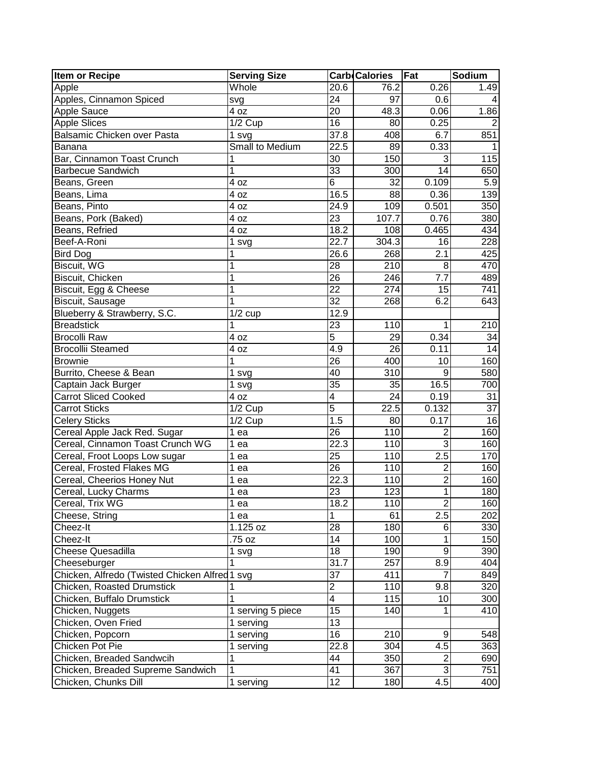| Item or Recipe | Serving Size | Carb | Calories | Fat | Sodium |
|---|---|---|---|---|---|
| Apple | Whole | 20.6 | 76.2 | 0.26 | 1.49 |
| Apples, Cinnamon Spiced | svg | 24 | 97 | 0.6 | 4 |
| Apple Sauce | 4 oz | 20 | 48.3 | 0.06 | 1.86 |
| Apple Slices | 1/2 Cup | 16 | 80 | 0.25 | 2 |
| Balsamic Chicken over Pasta | 1 svg | 37.8 | 408 | 6.7 | 851 |
| Banana | Small to Medium | 22.5 | 89 | 0.33 | 1 |
| Bar, Cinnamon Toast Crunch | 1 | 30 | 150 | 3 | 115 |
| Barbecue Sandwich | 1 | 33 | 300 | 14 | 650 |
| Beans, Green | 4 oz | 6 | 32 | 0.109 | 5.9 |
| Beans, Lima | 4 oz | 16.5 | 88 | 0.36 | 139 |
| Beans, Pinto | 4 oz | 24.9 | 109 | 0.501 | 350 |
| Beans, Pork (Baked) | 4 oz | 23 | 107.7 | 0.76 | 380 |
| Beans, Refried | 4 oz | 18.2 | 108 | 0.465 | 434 |
| Beef-A-Roni | 1 svg | 22.7 | 304.3 | 16 | 228 |
| Bird Dog | 1 | 26.6 | 268 | 2.1 | 425 |
| Biscuit, WG | 1 | 28 | 210 | 8 | 470 |
| Biscuit, Chicken | 1 | 26 | 246 | 7.7 | 489 |
| Biscuit, Egg & Cheese | 1 | 22 | 274 | 15 | 741 |
| Biscuit, Sausage | 1 | 32 | 268 | 6.2 | 643 |
| Blueberry & Strawberry, S.C. | 1/2 cup | 12.9 | | | |
| Breadstick | 1 | 23 | 110 | 1 | 210 |
| Brocolli Raw | 4 oz | 5 | 29 | 0.34 | 34 |
| Brocollii Steamed | 4 oz | 4.9 | 26 | 0.11 | 14 |
| Brownie | 1 | 26 | 400 | 10 | 160 |
| Burrito, Cheese & Bean | 1 svg | 40 | 310 | 9 | 580 |
| Captain Jack Burger | 1 svg | 35 | 35 | 16.5 | 700 |
| Carrot Sliced Cooked | 4 oz | 4 | 24 | 0.19 | 31 |
| Carrot Sticks | 1/2 Cup | 5 | 22.5 | 0.132 | 37 |
| Celery Sticks | 1/2 Cup | 1.5 | 80 | 0.17 | 16 |
| Cereal Apple Jack Red. Sugar | 1 ea | 26 | 110 | 2 | 160 |
| Cereal, Cinnamon Toast Crunch WG | 1 ea | 22.3 | 110 | 3 | 160 |
| Cereal, Froot Loops Low sugar | 1 ea | 25 | 110 | 2.5 | 170 |
| Cereal, Frosted Flakes MG | 1 ea | 26 | 110 | 2 | 160 |
| Cereal, Cheerios Honey Nut | 1 ea | 22.3 | 110 | 2 | 160 |
| Cereal, Lucky Charms | 1 ea | 23 | 123 | 1 | 180 |
| Cereal, Trix WG | 1 ea | 18.2 | 110 | 2 | 160 |
| Cheese, String | 1 ea | 1 | 61 | 2.5 | 202 |
| Cheez-It | 1.125 oz | 28 | 180 | 6 | 330 |
| Cheez-It | .75 oz | 14 | 100 | 1 | 150 |
| Cheese Quesadilla | 1 svg | 18 | 190 | 9 | 390 |
| Cheeseburger | 1 | 31.7 | 257 | 8.9 | 404 |
| Chicken, Alfredo (Twisted Chicken Alfred | 1 svg | 37 | 411 | 7 | 849 |
| Chicken, Roasted Drumstick | 1 | 2 | 110 | 9.8 | 320 |
| Chicken, Buffalo Drumstick | 1 | 4 | 115 | 10 | 300 |
| Chicken, Nuggets | 1 serving 5 piece | 15 | 140 | 1 | 410 |
| Chicken, Oven Fried | 1 serving | 13 | | | |
| Chicken, Popcorn | 1 serving | 16 | 210 | 9 | 548 |
| Chicken Pot Pie | 1 serving | 22.8 | 304 | 4.5 | 363 |
| Chicken, Breaded Sandwcih | 1 | 44 | 350 | 2 | 690 |
| Chicken, Breaded Supreme Sandwich | 1 | 41 | 367 | 3 | 751 |
| Chicken, Chunks Dill | 1 serving | 12 | 180 | 4.5 | 400 |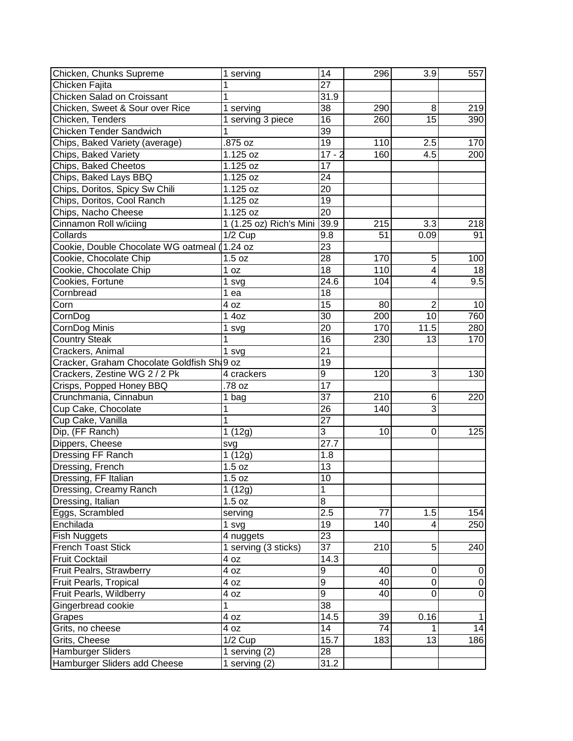| | | | | | |
|---|---|---|---|---|---|
| Chicken, Chunks Supreme | 1 serving | 14 | 296 | 3.9 | 557 |
| Chicken Fajita | 1 | 27 | | | |
| Chicken Salad on Croissant | 1 | 31.9 | | | |
| Chicken, Sweet & Sour over Rice | 1 serving | 38 | 290 | 8 | 219 |
| Chicken, Tenders | 1 serving 3 piece | 16 | 260 | 15 | 390 |
| Chicken Tender Sandwich | 1 | 39 | | | |
| Chips, Baked Variety (average) | .875 oz | 19 | 110 | 2.5 | 170 |
| Chips, Baked Variety | 1.125 oz | 17 - 2 | 160 | 4.5 | 200 |
| Chips, Baked Cheetos | 1.125 oz | 17 | | | |
| Chips, Baked Lays BBQ | 1.125 oz | 24 | | | |
| Chips, Doritos, Spicy Sw Chili | 1.125 oz | 20 | | | |
| Chips, Doritos, Cool Ranch | 1.125 oz | 19 | | | |
| Chips, Nacho Cheese | 1.125 oz | 20 | | | |
| Cinnamon Roll w/iciing | 1 (1.25 oz) Rich's Mini | 39.9 | 215 | 3.3 | 218 |
| Collards | 1/2 Cup | 9.8 | 51 | 0.09 | 91 |
| Cookie, Double Chocolate WG oatmeal ( | 1.24 oz | 23 | | | |
| Cookie, Chocolate Chip | 1.5 oz | 28 | 170 | 5 | 100 |
| Cookie, Chocolate Chip | 1 oz | 18 | 110 | 4 | 18 |
| Cookies, Fortune | 1 svg | 24.6 | 104 | 4 | 9.5 |
| Cornbread | 1 ea | 18 | | | |
| Corn | 4 oz | 15 | 80 | 2 | 10 |
| CornDog | 1 4oz | 30 | 200 | 10 | 760 |
| CornDog Minis | 1 svg | 20 | 170 | 11.5 | 280 |
| Country Steak | 1 | 16 | 230 | 13 | 170 |
| Crackers, Animal | 1 svg | 21 | | | |
| Cracker, Graham Chocolate Goldfish Sh | 9 oz | 19 | | | |
| Crackers, Zestine WG 2 / 2 Pk | 4 crackers | 9 | 120 | 3 | 130 |
| Crisps, Popped Honey BBQ | .78 oz | 17 | | | |
| Crunchmania, Cinnabun | 1 bag | 37 | 210 | 6 | 220 |
| Cup Cake, Chocolate | 1 | 26 | 140 | 3 | |
| Cup Cake, Vanilla | 1 | 27 | | | |
| Dip, (FF Ranch) | 1 (12g) | 3 | 10 | 0 | 125 |
| Dippers, Cheese | svg | 27.7 | | | |
| Dressing FF Ranch | 1 (12g) | 1.8 | | | |
| Dressing, French | 1.5 oz | 13 | | | |
| Dressing, FF Italian | 1.5 oz | 10 | | | |
| Dressing, Creamy Ranch | 1 (12g) | 1 | | | |
| Dressing, Italian | 1.5 oz | 8 | | | |
| Eggs, Scrambled | serving | 2.5 | 77 | 1.5 | 154 |
| Enchilada | 1 svg | 19 | 140 | 4 | 250 |
| Fish Nuggets | 4 nuggets | 23 | | | |
| French Toast Stick | 1 serving (3 sticks) | 37 | 210 | 5 | 240 |
| Fruit Cocktail | 4 oz | 14.3 | | | |
| Fruit Pealrs, Strawberry | 4 oz | 9 | 40 | 0 | 0 |
| Fruit Pearls, Tropical | 4 oz | 9 | 40 | 0 | 0 |
| Fruit Pearls, Wildberry | 4 oz | 9 | 40 | 0 | 0 |
| Gingerbread cookie | 1 | 38 | | | |
| Grapes | 4 oz | 14.5 | 39 | 0.16 | 1 |
| Grits, no cheese | 4 oz | 14 | 74 | 1 | 14 |
| Grits, Cheese | 1/2 Cup | 15.7 | 183 | 13 | 186 |
| Hamburger Sliders | 1 serving (2) | 28 | | | |
| Hamburger Sliders add Cheese | 1 serving (2) | 31.2 | | | |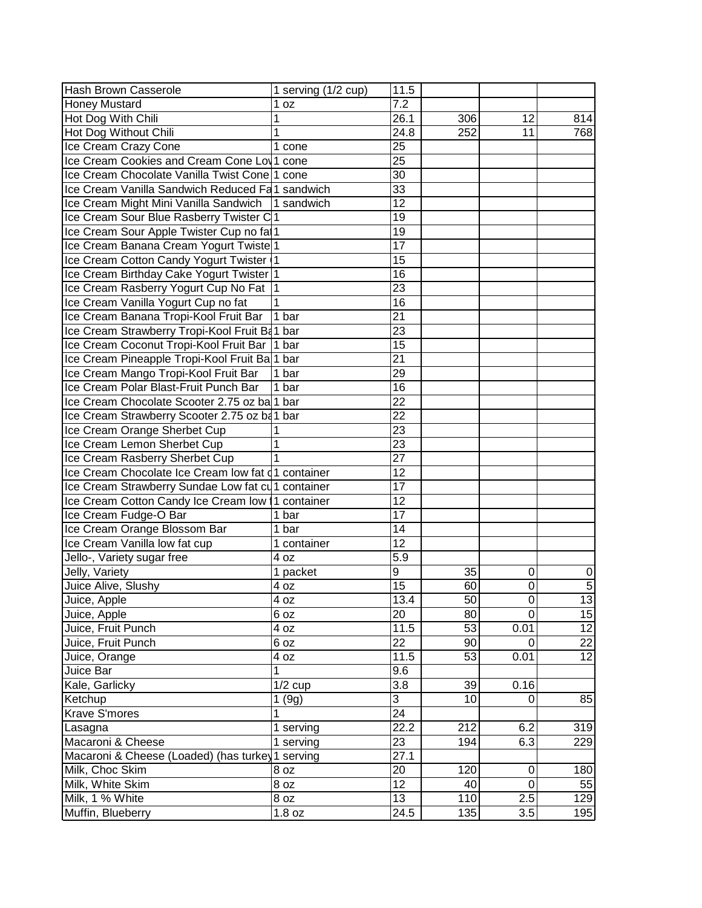| | | | | | |
|---|---|---|---|---|---|
| Hash Brown Casserole | 1 serving (1/2 cup) | 11.5 | | | |
| Honey Mustard | 1 oz | 7.2 | | | |
| Hot Dog With Chili | 1 | 26.1 | 306 | 12 | 814 |
| Hot Dog Without Chili | 1 | 24.8 | 252 | 11 | 768 |
| Ice Cream Crazy Cone | 1 cone | 25 | | | |
| Ice Cream Cookies and Cream Cone Lov | 1 cone | 25 | | | |
| Ice Cream Chocolate Vanilla Twist Cone | 1 cone | 30 | | | |
| Ice Cream Vanilla Sandwich Reduced Fa | 1 sandwich | 33 | | | |
| Ice Cream Might Mini Vanilla Sandwich | 1 sandwich | 12 | | | |
| Ice Cream Sour Blue Rasberry Twister C | 1 | 19 | | | |
| Ice Cream Sour Apple Twister Cup no fa | 1 | 19 | | | |
| Ice Cream Banana Cream Yogurt Twiste | 1 | 17 | | | |
| Ice Cream Cotton Candy Yogurt Twister | 1 | 15 | | | |
| Ice Cream Birthday Cake Yogurt Twister | 1 | 16 | | | |
| Ice Cream Rasberry Yogurt Cup No Fat | 1 | 23 | | | |
| Ice Cream Vanilla Yogurt Cup no fat | 1 | 16 | | | |
| Ice Cream Banana Tropi-Kool Fruit Bar | 1 bar | 21 | | | |
| Ice Cream Strawberry Tropi-Kool Fruit Ba | 1 bar | 23 | | | |
| Ice Cream Coconut Tropi-Kool Fruit Bar | 1 bar | 15 | | | |
| Ice Cream Pineapple Tropi-Kool Fruit Ba | 1 bar | 21 | | | |
| Ice Cream Mango Tropi-Kool Fruit Bar | 1 bar | 29 | | | |
| Ice Cream Polar Blast-Fruit Punch Bar | 1 bar | 16 | | | |
| Ice Cream Chocolate Scooter 2.75 oz ba | 1 bar | 22 | | | |
| Ice Cream Strawberry Scooter 2.75 oz ba | 1 bar | 22 | | | |
| Ice Cream Orange Sherbet Cup | 1 | 23 | | | |
| Ice Cream Lemon Sherbet Cup | 1 | 23 | | | |
| Ice Cream Rasberry Sherbet Cup | 1 | 27 | | | |
| Ice Cream Chocolate Ice Cream low fat c | 1 container | 12 | | | |
| Ice Cream Strawberry Sundae Low fat cu | 1 container | 17 | | | |
| Ice Cream Cotton Candy Ice Cream low | 1 container | 12 | | | |
| Ice Cream Fudge-O Bar | 1 bar | 17 | | | |
| Ice Cream Orange Blossom Bar | 1 bar | 14 | | | |
| Ice Cream Vanilla low fat cup | 1 container | 12 | | | |
| Jello-, Variety sugar free | 4 oz | 5.9 | | | |
| Jelly, Variety | 1 packet | 9 | 35 | 0 | 0 |
| Juice Alive, Slushy | 4 oz | 15 | 60 | 0 | 5 |
| Juice, Apple | 4 oz | 13.4 | 50 | 0 | 13 |
| Juice, Apple | 6 oz | 20 | 80 | 0 | 15 |
| Juice, Fruit Punch | 4 oz | 11.5 | 53 | 0.01 | 12 |
| Juice, Fruit Punch | 6 oz | 22 | 90 | 0 | 22 |
| Juice, Orange | 4 oz | 11.5 | 53 | 0.01 | 12 |
| Juice Bar | 1 | 9.6 | | | |
| Kale, Garlicky | 1/2 cup | 3.8 | 39 | 0.16 | |
| Ketchup | 1 (9g) | 3 | 10 | 0 | 85 |
| Krave S'mores | 1 | 24 | | | |
| Lasagna | 1 serving | 22.2 | 212 | 6.2 | 319 |
| Macaroni & Cheese | 1 serving | 23 | 194 | 6.3 | 229 |
| Macaroni & Cheese (Loaded) (has turkey | 1 serving | 27.1 | | | |
| Milk, Choc Skim | 8 oz | 20 | 120 | 0 | 180 |
| Milk, White Skim | 8 oz | 12 | 40 | 0 | 55 |
| Milk, 1 % White | 8 oz | 13 | 110 | 2.5 | 129 |
| Muffin, Blueberry | 1.8 oz | 24.5 | 135 | 3.5 | 195 |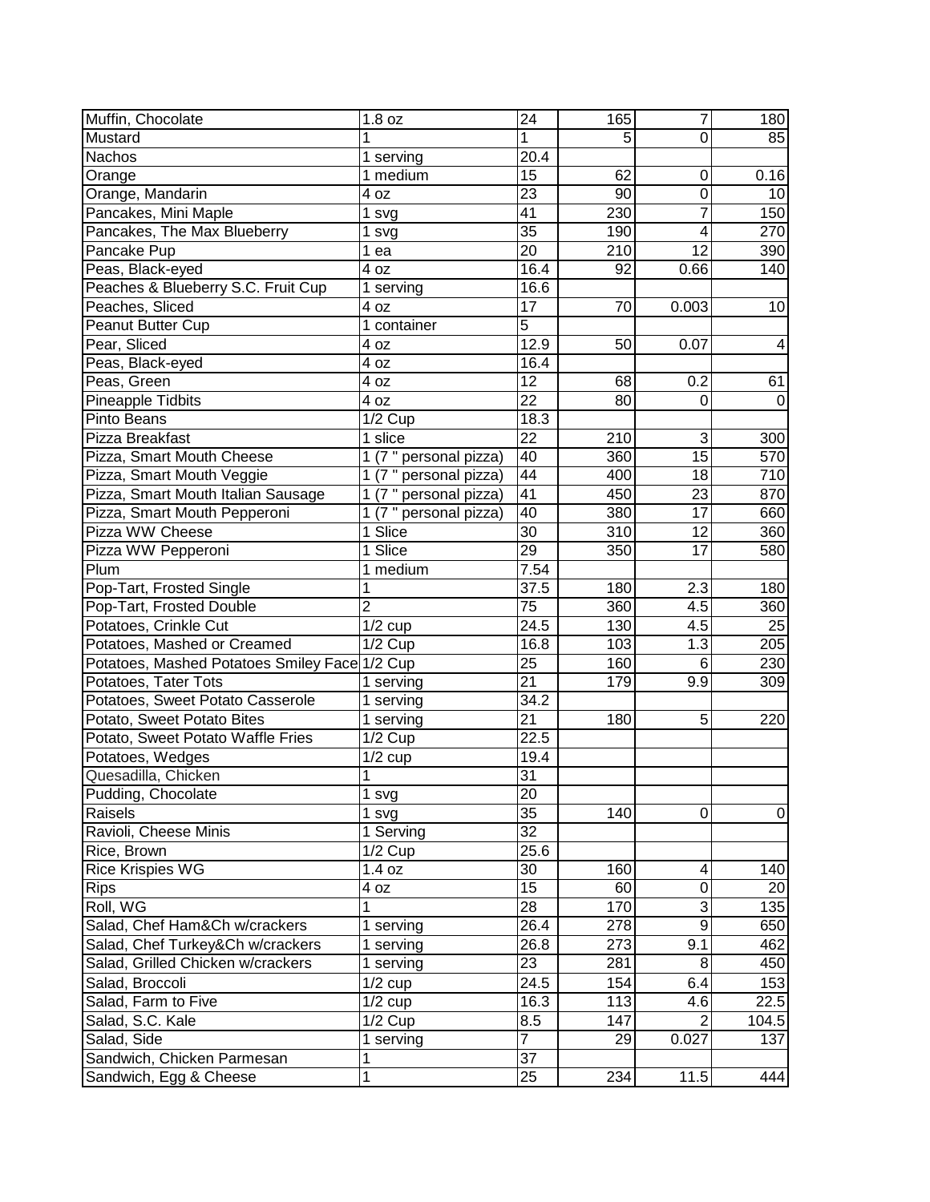| | | | | | |
|---|---|---|---|---|---|
| Muffin, Chocolate | 1.8 oz | 24 | 165 | 7 | 180 |
| Mustard | 1 | 1 | 5 | 0 | 85 |
| Nachos | 1 serving | 20.4 | | | |
| Orange | 1 medium | 15 | 62 | 0 | 0.16 |
| Orange, Mandarin | 4 oz | 23 | 90 | 0 | 10 |
| Pancakes, Mini Maple | 1 svg | 41 | 230 | 7 | 150 |
| Pancakes, The Max Blueberry | 1 svg | 35 | 190 | 4 | 270 |
| Pancake Pup | 1 ea | 20 | 210 | 12 | 390 |
| Peas, Black-eyed | 4 oz | 16.4 | 92 | 0.66 | 140 |
| Peaches & Blueberry S.C. Fruit Cup | 1 serving | 16.6 | | | |
| Peaches, Sliced | 4 oz | 17 | 70 | 0.003 | 10 |
| Peanut Butter Cup | 1 container | 5 | | | |
| Pear, Sliced | 4 oz | 12.9 | 50 | 0.07 | 4 |
| Peas, Black-eyed | 4 oz | 16.4 | | | |
| Peas, Green | 4 oz | 12 | 68 | 0.2 | 61 |
| Pineapple Tidbits | 4 oz | 22 | 80 | 0 | 0 |
| Pinto Beans | 1/2 Cup | 18.3 | | | |
| Pizza Breakfast | 1 slice | 22 | 210 | 3 | 300 |
| Pizza, Smart Mouth Cheese | 1 (7 " personal pizza) | 40 | 360 | 15 | 570 |
| Pizza, Smart Mouth Veggie | 1 (7 " personal pizza) | 44 | 400 | 18 | 710 |
| Pizza, Smart Mouth Italian Sausage | 1 (7 " personal pizza) | 41 | 450 | 23 | 870 |
| Pizza, Smart Mouth Pepperoni | 1 (7 " personal pizza) | 40 | 380 | 17 | 660 |
| Pizza WW Cheese | 1 Slice | 30 | 310 | 12 | 360 |
| Pizza WW Pepperoni | 1 Slice | 29 | 350 | 17 | 580 |
| Plum | 1 medium | 7.54 | | | |
| Pop-Tart, Frosted Single | 1 | 37.5 | 180 | 2.3 | 180 |
| Pop-Tart, Frosted Double | 2 | 75 | 360 | 4.5 | 360 |
| Potatoes, Crinkle Cut | 1/2 cup | 24.5 | 130 | 4.5 | 25 |
| Potatoes, Mashed or Creamed | 1/2 Cup | 16.8 | 103 | 1.3 | 205 |
| Potatoes, Mashed Potatoes Smiley Face | 1/2 Cup | 25 | 160 | 6 | 230 |
| Potatoes, Tater Tots | 1 serving | 21 | 179 | 9.9 | 309 |
| Potatoes, Sweet Potato Casserole | 1 serving | 34.2 | | | |
| Potato, Sweet Potato Bites | 1 serving | 21 | 180 | 5 | 220 |
| Potato, Sweet Potato Waffle Fries | 1/2 Cup | 22.5 | | | |
| Potatoes, Wedges | 1/2 cup | 19.4 | | | |
| Quesadilla, Chicken | 1 | 31 | | | |
| Pudding, Chocolate | 1 svg | 20 | | | |
| Raisels | 1 svg | 35 | 140 | 0 | 0 |
| Ravioli, Cheese Minis | 1 Serving | 32 | | | |
| Rice, Brown | 1/2 Cup | 25.6 | | | |
| Rice Krispies WG | 1.4 oz | 30 | 160 | 4 | 140 |
| Rips | 4 oz | 15 | 60 | 0 | 20 |
| Roll, WG | 1 | 28 | 170 | 3 | 135 |
| Salad, Chef Ham&Ch w/crackers | 1 serving | 26.4 | 278 | 9 | 650 |
| Salad, Chef Turkey&Ch w/crackers | 1 serving | 26.8 | 273 | 9.1 | 462 |
| Salad, Grilled Chicken w/crackers | 1 serving | 23 | 281 | 8 | 450 |
| Salad, Broccoli | 1/2 cup | 24.5 | 154 | 6.4 | 153 |
| Salad, Farm to Five | 1/2 cup | 16.3 | 113 | 4.6 | 22.5 |
| Salad, S.C. Kale | 1/2 Cup | 8.5 | 147 | 2 | 104.5 |
| Salad, Side | 1 serving | 7 | 29 | 0.027 | 137 |
| Sandwich, Chicken Parmesan | 1 | 37 | | | |
| Sandwich, Egg & Cheese | 1 | 25 | 234 | 11.5 | 444 |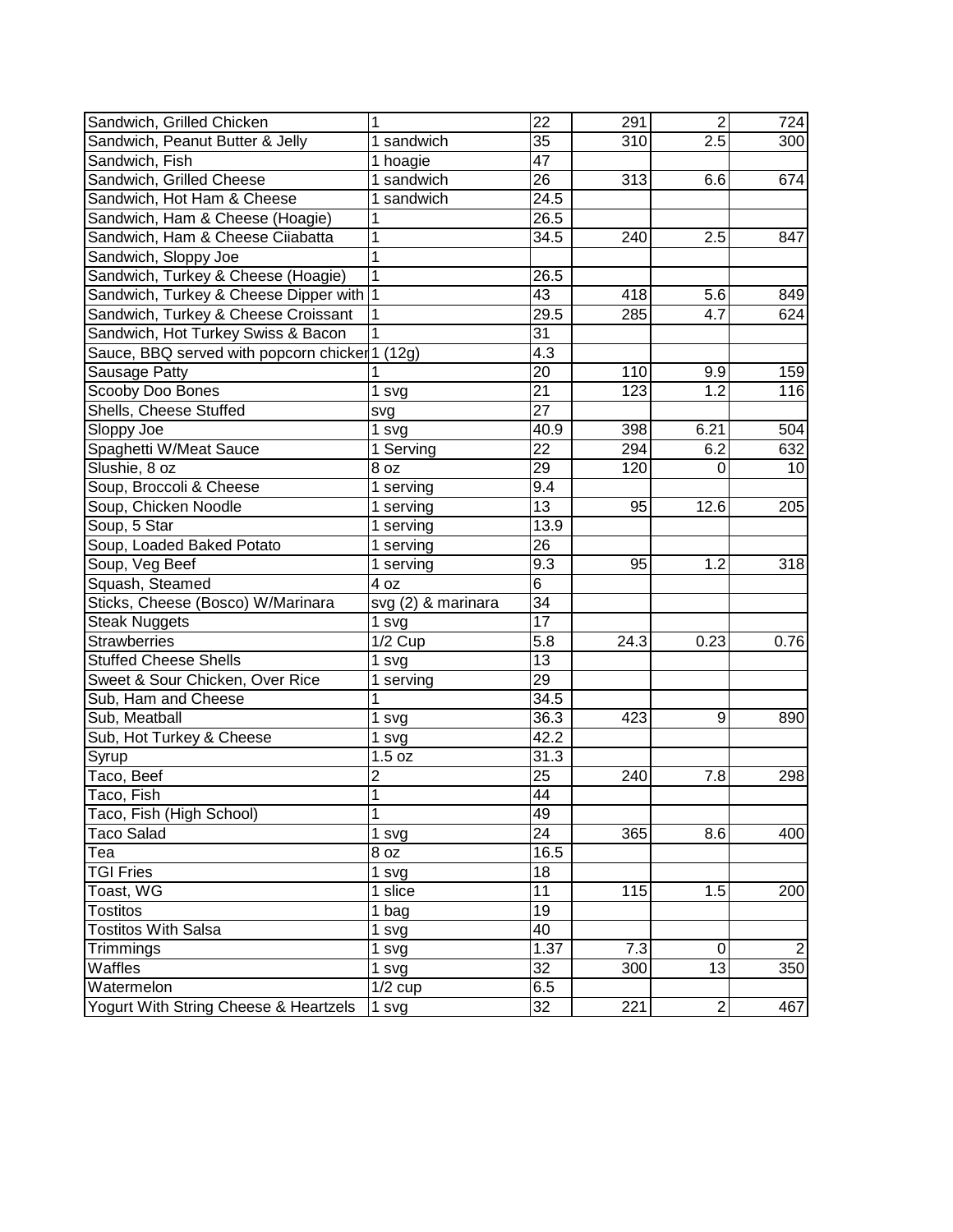| | | | | | |
|---|---|---|---|---|---|
| Sandwich, Grilled Chicken | 1 | 22 | 291 | 2 | 724 |
| Sandwich, Peanut Butter & Jelly | 1 sandwich | 35 | 310 | 2.5 | 300 |
| Sandwich, Fish | 1 hoagie | 47 | | | |
| Sandwich, Grilled Cheese | 1 sandwich | 26 | 313 | 6.6 | 674 |
| Sandwich, Hot Ham & Cheese | 1 sandwich | 24.5 | | | |
| Sandwich, Ham & Cheese (Hoagie) | 1 | 26.5 | | | |
| Sandwich, Ham & Cheese Ciiabatta | 1 | 34.5 | 240 | 2.5 | 847 |
| Sandwich, Sloppy Joe | 1 | | | | |
| Sandwich, Turkey & Cheese (Hoagie) | 1 | 26.5 | | | |
| Sandwich, Turkey & Cheese Dipper with | 1 | 43 | 418 | 5.6 | 849 |
| Sandwich, Turkey & Cheese Croissant | 1 | 29.5 | 285 | 4.7 | 624 |
| Sandwich, Hot Turkey Swiss & Bacon | 1 | 31 | | | |
| Sauce, BBQ served with popcorn chicken | 1 (12g) | 4.3 | | | |
| Sausage Patty | 1 | 20 | 110 | 9.9 | 159 |
| Scooby Doo Bones | 1 svg | 21 | 123 | 1.2 | 116 |
| Shells, Cheese Stuffed | svg | 27 | | | |
| Sloppy Joe | 1 svg | 40.9 | 398 | 6.21 | 504 |
| Spaghetti W/Meat Sauce | 1 Serving | 22 | 294 | 6.2 | 632 |
| Slushie, 8 oz | 8 oz | 29 | 120 | 0 | 10 |
| Soup, Broccoli & Cheese | 1 serving | 9.4 | | | |
| Soup, Chicken Noodle | 1 serving | 13 | 95 | 12.6 | 205 |
| Soup, 5 Star | 1 serving | 13.9 | | | |
| Soup, Loaded Baked Potato | 1 serving | 26 | | | |
| Soup, Veg Beef | 1 serving | 9.3 | 95 | 1.2 | 318 |
| Squash, Steamed | 4 oz | 6 | | | |
| Sticks, Cheese (Bosco) W/Marinara | svg (2) & marinara | 34 | | | |
| Steak Nuggets | 1 svg | 17 | | | |
| Strawberries | 1/2 Cup | 5.8 | 24.3 | 0.23 | 0.76 |
| Stuffed Cheese Shells | 1 svg | 13 | | | |
| Sweet & Sour Chicken, Over Rice | 1 serving | 29 | | | |
| Sub, Ham and Cheese | 1 | 34.5 | | | |
| Sub, Meatball | 1 svg | 36.3 | 423 | 9 | 890 |
| Sub, Hot Turkey & Cheese | 1 svg | 42.2 | | | |
| Syrup | 1.5 oz | 31.3 | | | |
| Taco, Beef | 2 | 25 | 240 | 7.8 | 298 |
| Taco, Fish | 1 | 44 | | | |
| Taco, Fish (High School) | 1 | 49 | | | |
| Taco Salad | 1 svg | 24 | 365 | 8.6 | 400 |
| Tea | 8 oz | 16.5 | | | |
| TGI Fries | 1 svg | 18 | | | |
| Toast, WG | 1 slice | 11 | 115 | 1.5 | 200 |
| Tostitos | 1 bag | 19 | | | |
| Tostitos With Salsa | 1 svg | 40 | | | |
| Trimmings | 1 svg | 1.37 | 7.3 | 0 | 2 |
| Waffles | 1 svg | 32 | 300 | 13 | 350 |
| Watermelon | 1/2 cup | 6.5 | | | |
| Yogurt With String Cheese & Heartzels | 1 svg | 32 | 221 | 2 | 467 |